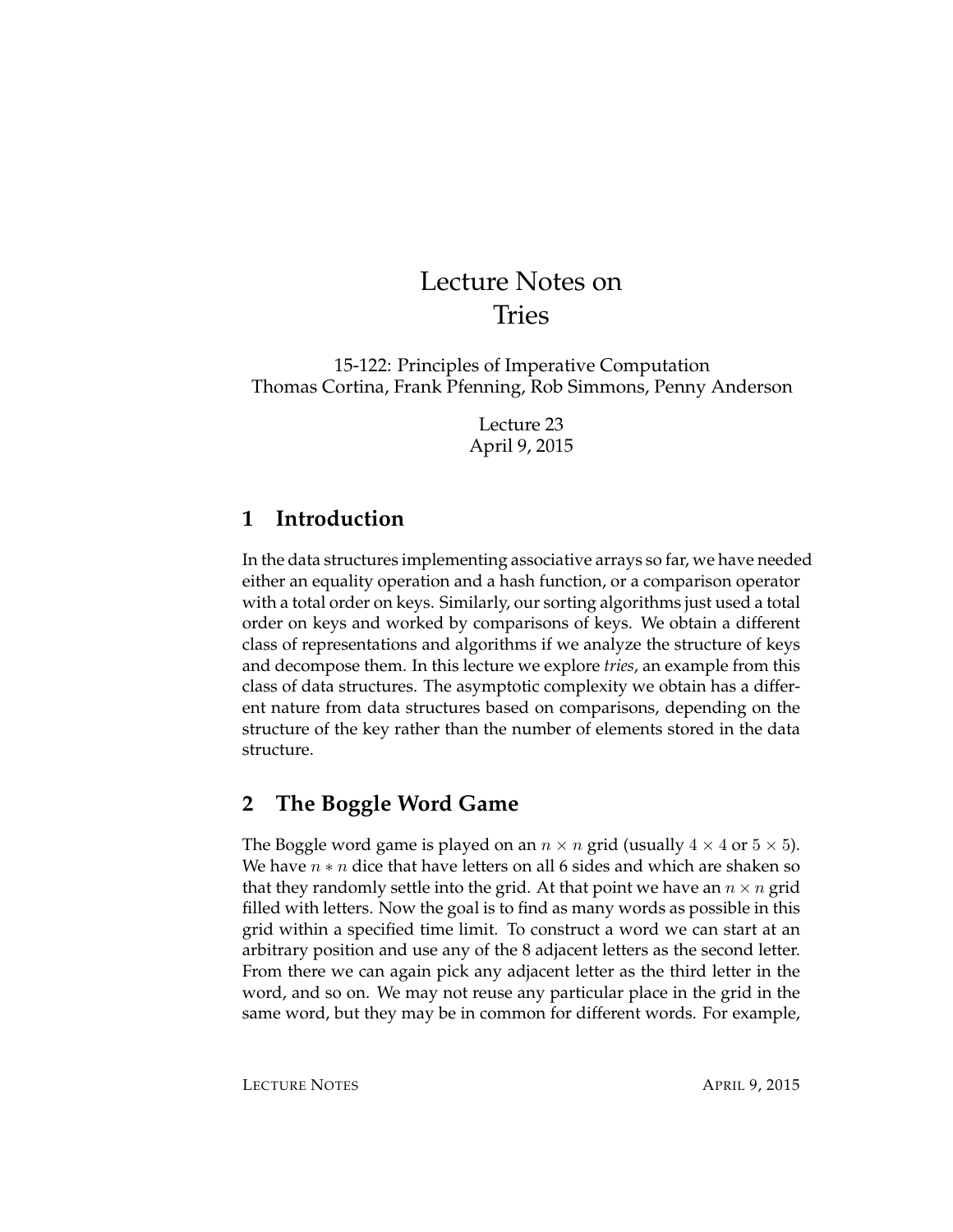# Lecture Notes on Tries

15-122: Principles of Imperative Computation
Thomas Cortina, Frank Pfenning, Rob Simmons, Penny Anderson

Lecture 23
April 9, 2015

## 1 Introduction

In the data structures implementing associative arrays so far, we have needed either an equality operation and a hash function, or a comparison operator with a total order on keys. Similarly, our sorting algorithms just used a total order on keys and worked by comparisons of keys. We obtain a different class of representations and algorithms if we analyze the structure of keys and decompose them. In this lecture we explore *tries*, an example from this class of data structures. The asymptotic complexity we obtain has a different nature from data structures based on comparisons, depending on the structure of the key rather than the number of elements stored in the data structure.

## 2 The Boggle Word Game

The Boggle word game is played on an $n \times n$ grid (usually $4 \times 4$ or $5 \times 5$). We have $n * n$ dice that have letters on all 6 sides and which are shaken so that they randomly settle into the grid. At that point we have an $n \times n$ grid filled with letters. Now the goal is to find as many words as possible in this grid within a specified time limit. To construct a word we can start at an arbitrary position and use any of the 8 adjacent letters as the second letter. From there we can again pick any adjacent letter as the third letter in the word, and so on. We may not reuse any particular place in the grid in the same word, but they may be in common for different words. For example,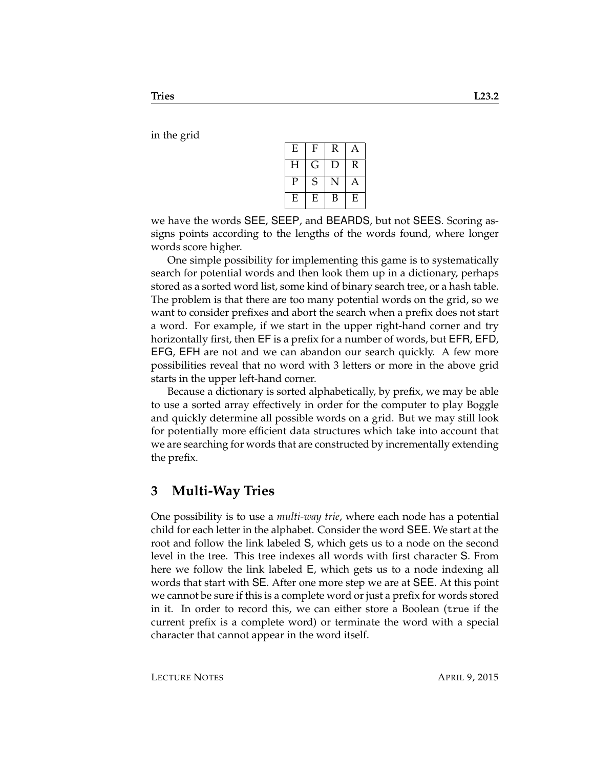in the grid

| E | F | R | A |
|---|---|---|---|
| H | G | D | R |
| P | S | N | A |
| E | E | B | E |

we have the words SEE, SEEP, and BEARDS, but not SEES. Scoring assigns points according to the lengths of the words found, where longer words score higher.

One simple possibility for implementing this game is to systematically search for potential words and then look them up in a dictionary, perhaps stored as a sorted word list, some kind of binary search tree, or a hash table. The problem is that there are too many potential words on the grid, so we want to consider prefixes and abort the search when a prefix does not start a word. For example, if we start in the upper right-hand corner and try horizontally first, then EF is a prefix for a number of words, but EFR, EFD, EFG, EFH are not and we can abandon our search quickly. A few more possibilities reveal that no word with 3 letters or more in the above grid starts in the upper left-hand corner.

Because a dictionary is sorted alphabetically, by prefix, we may be able to use a sorted array effectively in order for the computer to play Boggle and quickly determine all possible words on a grid. But we may still look for potentially more efficient data structures which take into account that we are searching for words that are constructed by incrementally extending the prefix.

## 3 Multi-Way Tries

One possibility is to use a *multi-way trie*, where each node has a potential child for each letter in the alphabet. Consider the word SEE. We start at the root and follow the link labeled S, which gets us to a node on the second level in the tree. This tree indexes all words with first character S. From here we follow the link labeled E, which gets us to a node indexing all words that start with SE. After one more step we are at SEE. At this point we cannot be sure if this is a complete word or just a prefix for words stored in it. In order to record this, we can either store a Boolean (`true` if the current prefix is a complete word) or terminate the word with a special character that cannot appear in the word itself.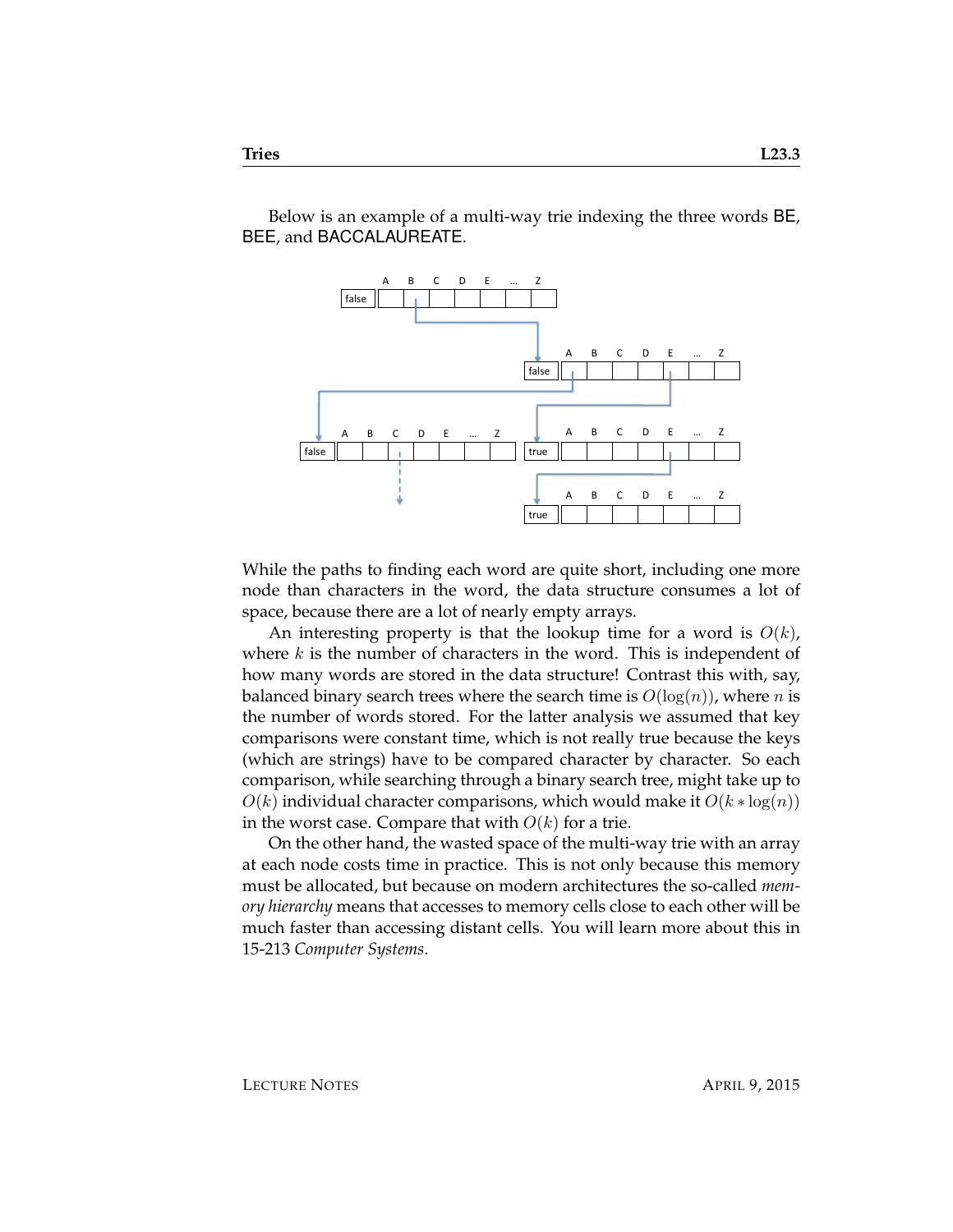Below is an example of a multi-way trie indexing the three words BE, BEE, and BACCALAUREATE.

While the paths to finding each word are quite short, including one more node than characters in the word, the data structure consumes a lot of space, because there are a lot of nearly empty arrays.

An interesting property is that the lookup time for a word is $O(k)$, where $k$ is the number of characters in the word. This is independent of how many words are stored in the data structure! Contrast this with, say, balanced binary search trees where the search time is $O(\log(n))$, where $n$ is the number of words stored. For the latter analysis we assumed that key comparisons were constant time, which is not really true because the keys (which are strings) have to be compared character by character. So each comparison, while searching through a binary search tree, might take up to $O(k)$ individual character comparisons, which would make it $O(k * \log(n))$ in the worst case. Compare that with $O(k)$ for a trie.

On the other hand, the wasted space of the multi-way trie with an array at each node costs time in practice. This is not only because this memory must be allocated, but because on modern architectures the so-called *memory hierarchy* means that accesses to memory cells close to each other will be much faster than accessing distant cells. You will learn more about this in 15-213 *Computer Systems*.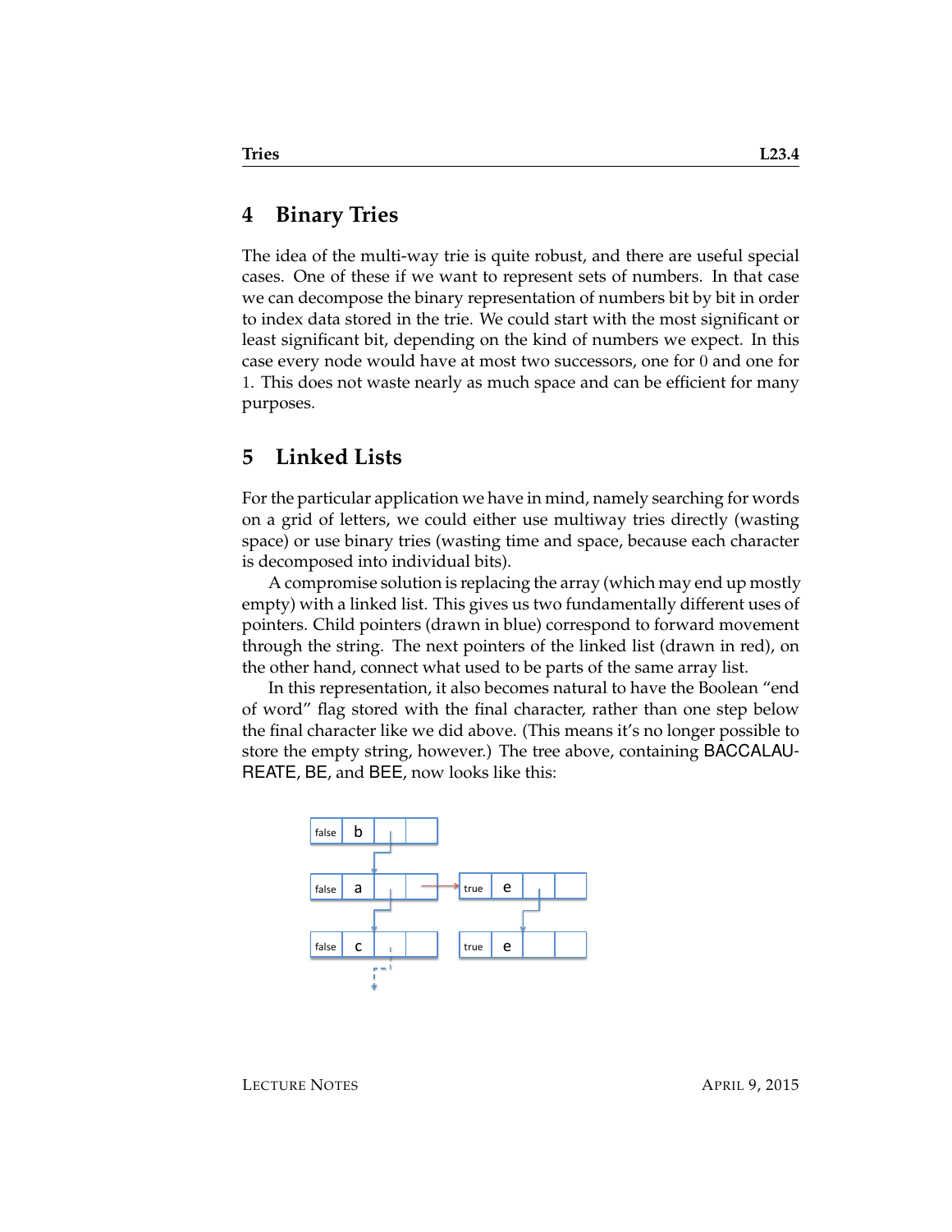## 4 Binary Tries

The idea of the multi-way trie is quite robust, and there are useful special cases. One of these if we want to represent sets of numbers. In that case we can decompose the binary representation of numbers bit by bit in order to index data stored in the trie. We could start with the most significant or least significant bit, depending on the kind of numbers we expect. In this case every node would have at most two successors, one for $0$ and one for $1$. This does not waste nearly as much space and can be efficient for many purposes.

## 5 Linked Lists

For the particular application we have in mind, namely searching for words on a grid of letters, we could either use multiway tries directly (wasting space) or use binary tries (wasting time and space, because each character is decomposed into individual bits).

A compromise solution is replacing the array (which may end up mostly empty) with a linked list. This gives us two fundamentally different uses of pointers. Child pointers (drawn in blue) correspond to forward movement through the string. The next pointers of the linked list (drawn in red), on the other hand, connect what used to be parts of the same array list.

In this representation, it also becomes natural to have the Boolean "end of word" flag stored with the final character, rather than one step below the final character like we did above. (This means it's no longer possible to store the empty string, however.) The tree above, containing BACCALAUREATE, BE, and BEE, now looks like this: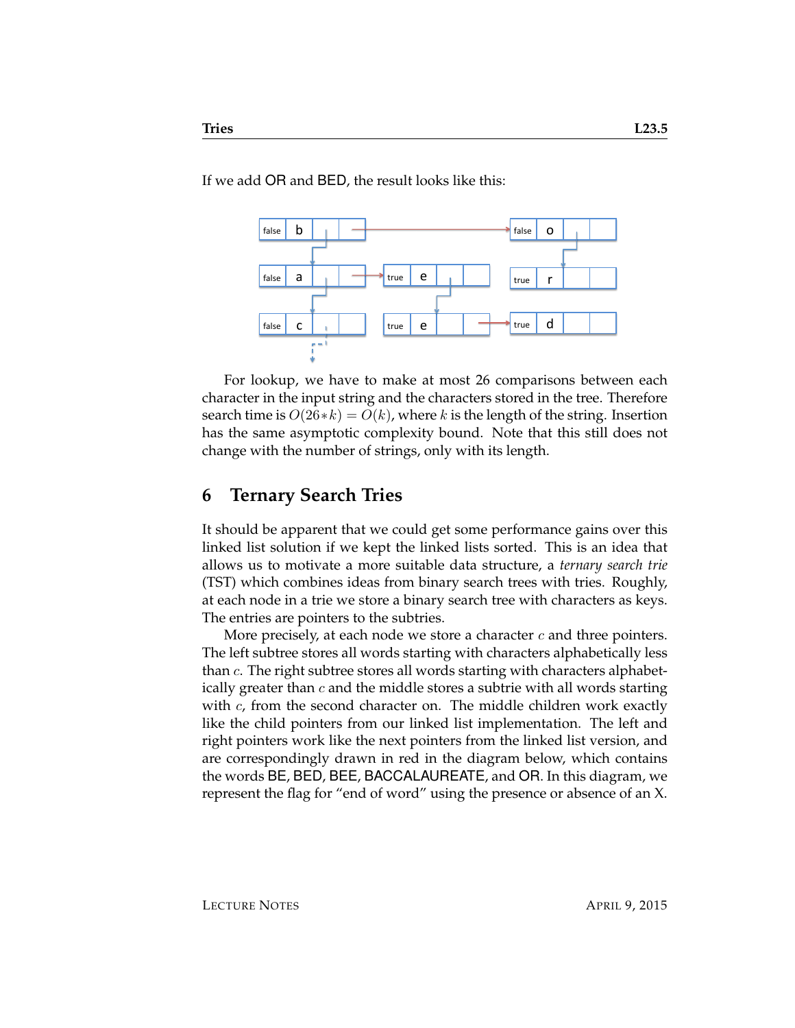If we add OR and BED, the result looks like this:

For lookup, we have to make at most 26 comparisons between each character in the input string and the characters stored in the tree. Therefore search time is $O(26*k) = O(k)$, where $k$ is the length of the string. Insertion has the same asymptotic complexity bound. Note that this still does not change with the number of strings, only with its length.

## 6 Ternary Search Tries

It should be apparent that we could get some performance gains over this linked list solution if we kept the linked lists sorted. This is an idea that allows us to motivate a more suitable data structure, a *ternary search trie* (TST) which combines ideas from binary search trees with tries. Roughly, at each node in a trie we store a binary search tree with characters as keys. The entries are pointers to the subtries.

More precisely, at each node we store a character $c$ and three pointers. The left subtree stores all words starting with characters alphabetically less than $c$. The right subtree stores all words starting with characters alphabetically greater than $c$ and the middle stores a subtrie with all words starting with $c$, from the second character on. The middle children work exactly like the child pointers from our linked list implementation. The left and right pointers work like the next pointers from the linked list version, and are correspondingly drawn in red in the diagram below, which contains the words BE, BED, BEE, BACCALAUREATE, and OR. In this diagram, we represent the flag for "end of word" using the presence or absence of an X.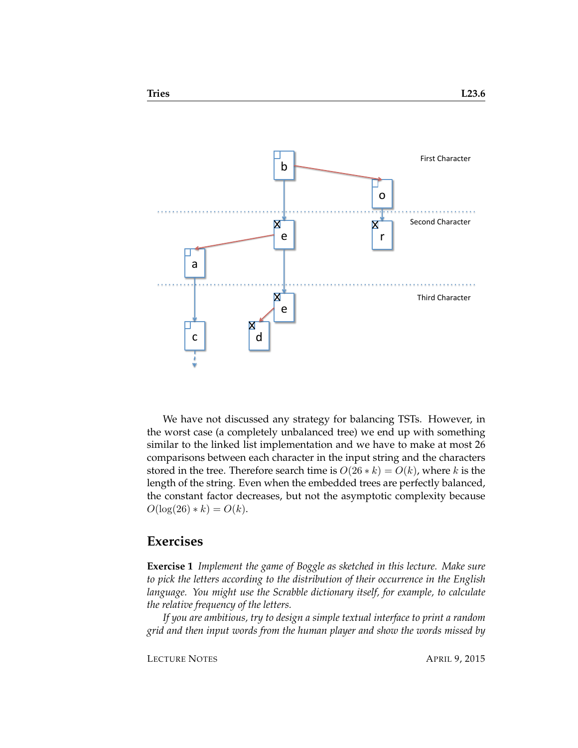We have not discussed any strategy for balancing TSTs. However, in the worst case (a completely unbalanced tree) we end up with something similar to the linked list implementation and we have to make at most 26 comparisons between each character in the input string and the characters stored in the tree. Therefore search time is $O(26 * k) = O(k)$, where $k$ is the length of the string. Even when the embedded trees are perfectly balanced, the constant factor decreases, but not the asymptotic complexity because $O(\log(26) * k) = O(k)$.

## Exercises

**Exercise 1** *Implement the game of Boggle as sketched in this lecture. Make sure to pick the letters according to the distribution of their occurrence in the English language. You might use the Scrabble dictionary itself, for example, to calculate the relative frequency of the letters.*

*If you are ambitious, try to design a simple textual interface to print a random grid and then input words from the human player and show the words missed by*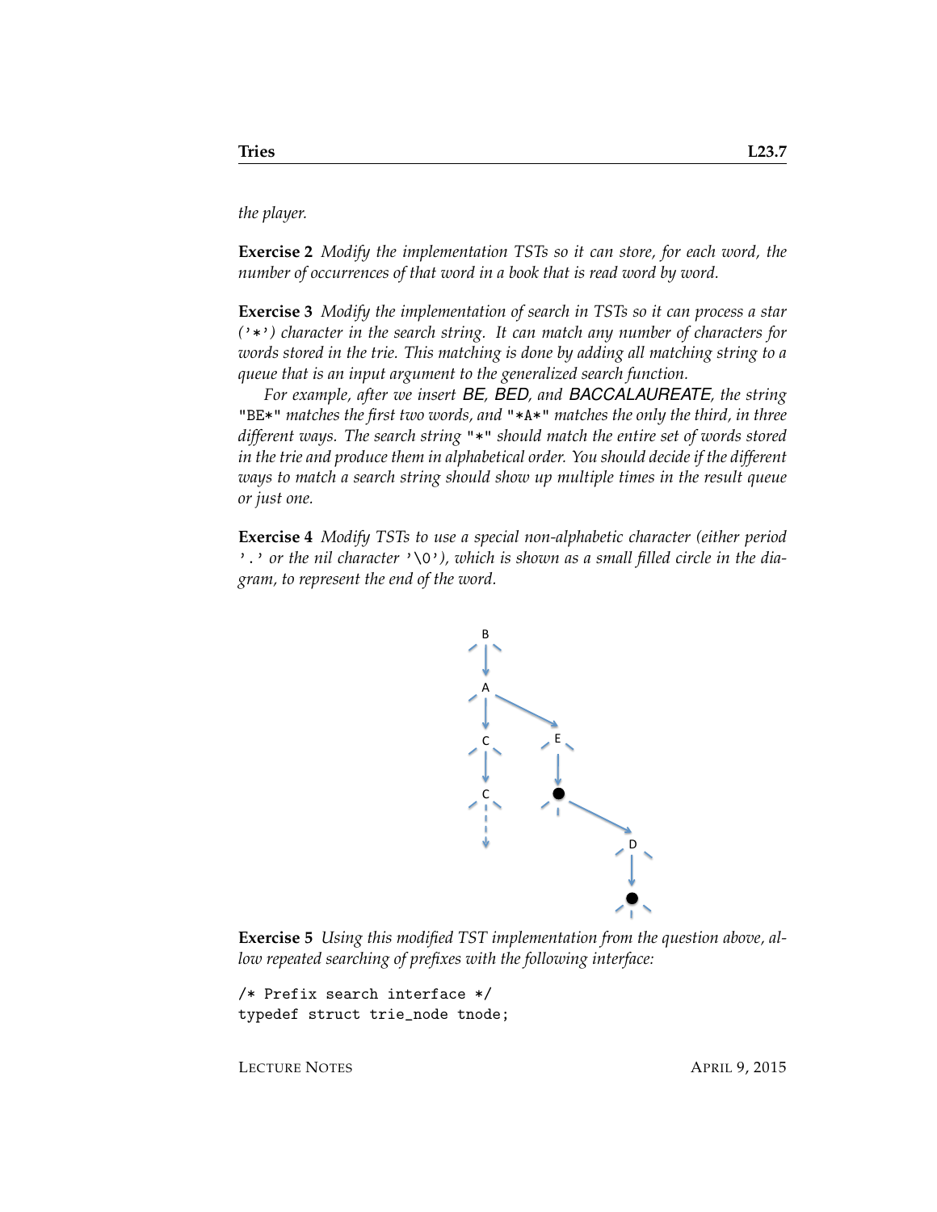*the player.*

**Exercise 2** *Modify the implementation TSTs so it can store, for each word, the number of occurrences of that word in a book that is read word by word.*

**Exercise 3** *Modify the implementation of search in TSTs so it can process a star ('*') character in the search string. It can match any number of characters for words stored in the trie. This matching is done by adding all matching string to a queue that is an input argument to the generalized search function.*

*For example, after we insert BE, BED, and BACCALAUREATE, the string* `"BE*"` *matches the first two words, and* `"*A*"` *matches the only the third, in three different ways. The search string* `"*"` *should match the entire set of words stored in the trie and produce them in alphabetical order. You should decide if the different ways to match a search string should show up multiple times in the result queue or just one.*

**Exercise 4** *Modify TSTs to use a special non-alphabetic character (either period '.' or the nil character '\0'), which is shown as a small filled circle in the diagram, to represent the end of the word.*

**Exercise 5** *Using this modified TST implementation from the question above, allow repeated searching of prefixes with the following interface:*

```
/* Prefix search interface */
typedef struct trie_node tnode;
```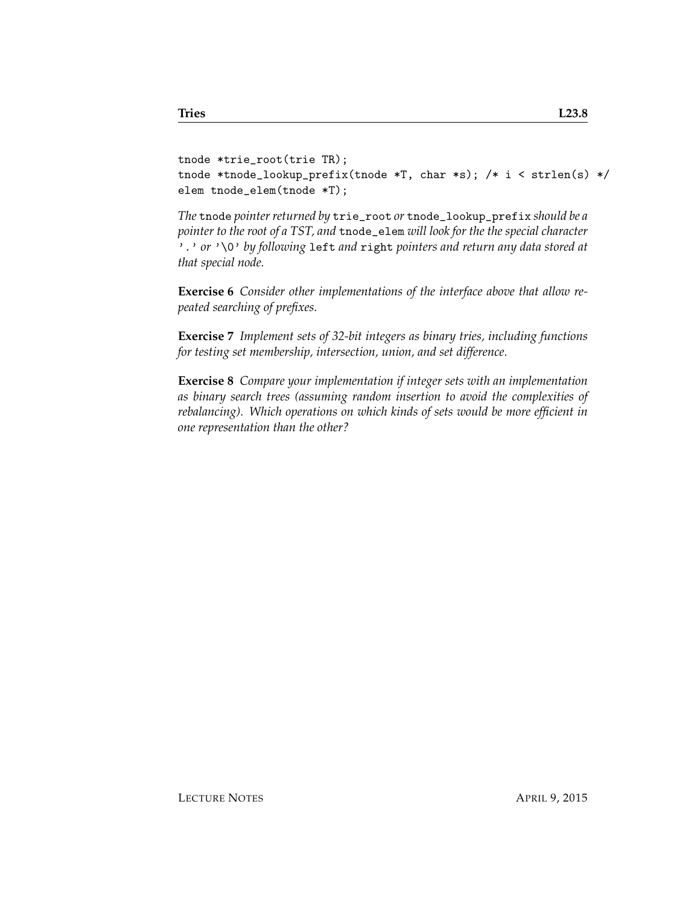```
tnode *trie_root(trie TR);
tnode *tnode_lookup_prefix(tnode *T, char *s); /* i < strlen(s) */
elem tnode_elem(tnode *T);
```

*The* `tnode` *pointer returned by* `trie_root` *or* `tnode_lookup_prefix` *should be a pointer to the root of a TST, and* `tnode_elem` *will look for the the special character* `'.'` *or* `'\0'` *by following* `left` *and* `right` *pointers and return any data stored at that special node.*

**Exercise 6** *Consider other implementations of the interface above that allow repeated searching of prefixes.*

**Exercise 7** *Implement sets of 32-bit integers as binary tries, including functions for testing set membership, intersection, union, and set difference.*

**Exercise 8** *Compare your implementation if integer sets with an implementation as binary search trees (assuming random insertion to avoid the complexities of rebalancing). Which operations on which kinds of sets would be more efficient in one representation than the other?*